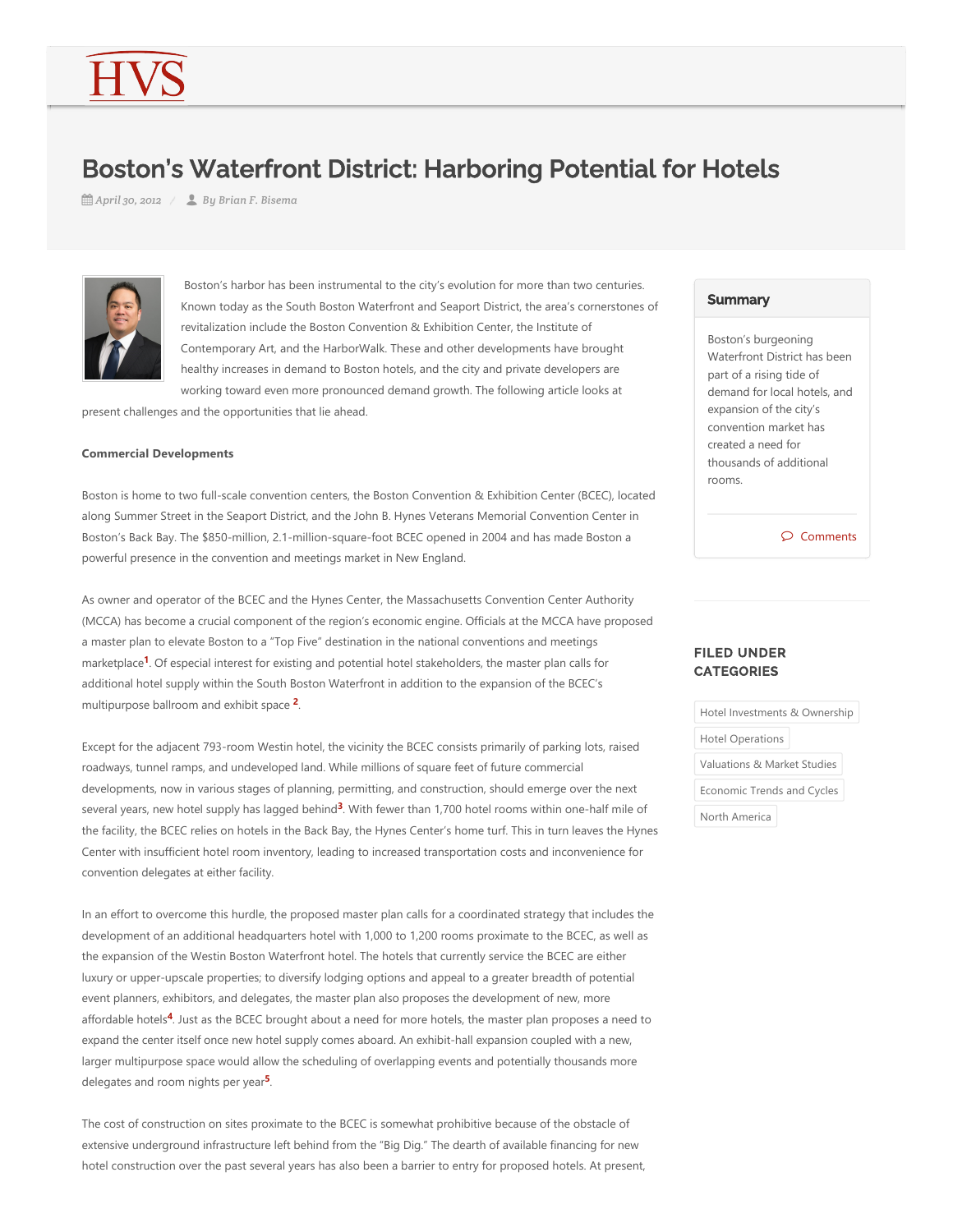# Boston's Waterfront District: Harboring Potential for Hotels

*April 30, 2012 / By Brian F. Bisema*

Boston's harbor has been instrumental to the city's evolution for more than two centuries. Known today as the South Boston Waterfront and Seaport District, the area's cornerstones of revitalization include the Boston Convention & Exhibition Center, the Institute of Contemporary Art, and the HarborWalk. These and other developments have brought healthy increases in demand to Boston hotels, and the city and private developers are working toward even more pronounced demand growth. The following article looks at present challenges and the opportunities that lie ahead.

**Summary**

Boston's burgeoning Waterfront District has been part of a rising tide of demand for local hotels, and expansion of the city's convention market has created a need for thousands of additional rooms.

Comments

**FILED UNDER CATEGORIES**

- Hotel Investments & Ownership
- Hotel Operations
- Valuations & Market Studies
- Economic Trends and Cycles
- North America

**Commercial Developments**

Boston is home to two full-scale convention centers, the Boston Convention & Exhibition Center (BCEC), located along Summer Street in the Seaport District, and the John B. Hynes Veterans Memorial Convention Center in Boston's Back Bay. The $850-million, 2.1-million-square-foot BCEC opened in 2004 and has made Boston a powerful presence in the convention and meetings market in New England.

As owner and operator of the BCEC and the Hynes Center, the Massachusetts Convention Center Authority (MCCA) has become a crucial component of the region's economic engine. Officials at the MCCA have proposed a master plan to elevate Boston to a "Top Five" destination in the national conventions and meetings marketplace[1]. Of especial interest for existing and potential hotel stakeholders, the master plan calls for additional hotel supply within the South Boston Waterfront in addition to the expansion of the BCEC's multipurpose ballroom and exhibit space [2].

Except for the adjacent 793-room Westin hotel, the vicinity the BCEC consists primarily of parking lots, raised roadways, tunnel ramps, and undeveloped land. While millions of square feet of future commercial developments, now in various stages of planning, permitting, and construction, should emerge over the next several years, new hotel supply has lagged behind[3]. With fewer than 1,700 hotel rooms within one-half mile of the facility, the BCEC relies on hotels in the Back Bay, the Hynes Center's home turf. This in turn leaves the Hynes Center with insufficient hotel room inventory, leading to increased transportation costs and inconvenience for convention delegates at either facility.

In an effort to overcome this hurdle, the proposed master plan calls for a coordinated strategy that includes the development of an additional headquarters hotel with 1,000 to 1,200 rooms proximate to the BCEC, as well as the expansion of the Westin Boston Waterfront hotel. The hotels that currently service the BCEC are either luxury or upper-upscale properties; to diversify lodging options and appeal to a greater breadth of potential event planners, exhibitors, and delegates, the master plan also proposes the development of new, more affordable hotels[4]. Just as the BCEC brought about a need for more hotels, the master plan proposes a need to expand the center itself once new hotel supply comes aboard. An exhibit-hall expansion coupled with a new, larger multipurpose space would allow the scheduling of overlapping events and potentially thousands more delegates and room nights per year[5].

The cost of construction on sites proximate to the BCEC is somewhat prohibitive because of the obstacle of extensive underground infrastructure left behind from the "Big Dig." The dearth of available financing for new hotel construction over the past several years has also been a barrier to entry for proposed hotels. At present,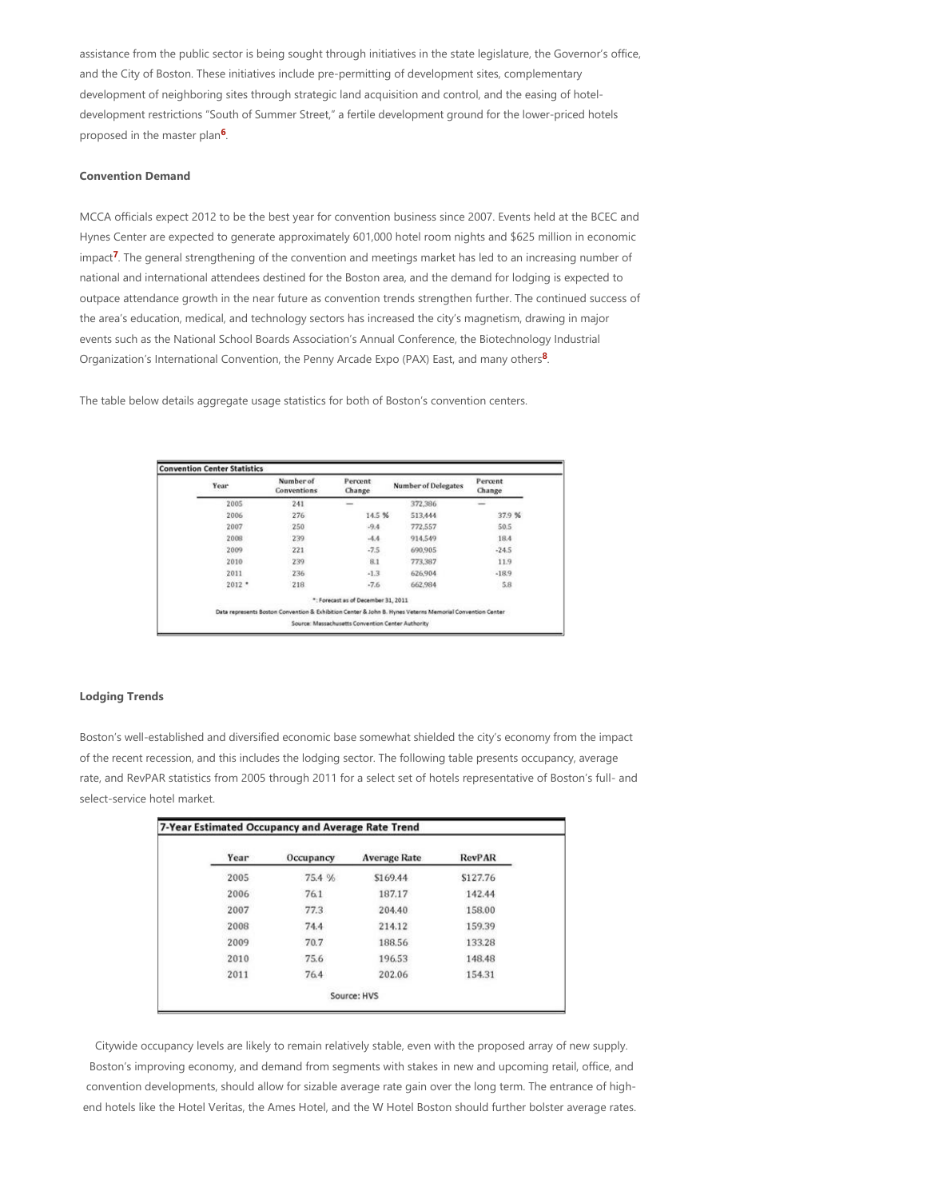assistance from the public sector is being sought through initiatives in the state legislature, the Governor's office, and the City of Boston. These initiatives include pre-permitting of development sites, complementary development of neighboring sites through strategic land acquisition and control, and the easing of hotel-development restrictions "South of Summer Street," a fertile development ground for the lower-priced hotels proposed in the master plan[6].

**Convention Demand**

MCCA officials expect 2012 to be the best year for convention business since 2007. Events held at the BCEC and Hynes Center are expected to generate approximately 601,000 hotel room nights and $625 million in economic impact[7]. The general strengthening of the convention and meetings market has led to an increasing number of national and international attendees destined for the Boston area, and the demand for lodging is expected to outpace attendance growth in the near future as convention trends strengthen further. The continued success of the area's education, medical, and technology sectors has increased the city's magnetism, drawing in major events such as the National School Boards Association's Annual Conference, the Biotechnology Industrial Organization's International Convention, the Penny Arcade Expo (PAX) East, and many others[8].

The table below details aggregate usage statistics for both of Boston's convention centers.

**Convention Center Statistics**

| Year | Number of Conventions | Percent Change | Number of Delegates | Percent Change |
|---|---|---|---|---|
| 2005 | 241 | — | 372,386 | — |
| 2006 | 276 | 14.5 % | 513,444 | 37.9 % |
| 2007 | 250 | -9.4 | 772,557 | 50.5 |
| 2008 | 239 | -4.4 | 914,549 | 18.4 |
| 2009 | 221 | -7.5 | 690,905 | -24.5 |
| 2010 | 239 | 8.1 | 773,387 | 11.9 |
| 2011 | 236 | -1.3 | 626,904 | -18.9 |
| 2012 * | 218 | -7.6 | 662,984 | 5.8 |

*: Forecast as of December 31, 2011

Data represents Boston Convention & Exhibition Center & John B. Hynes Veterns Memorial Convention Center

Source: Massachusetts Convention Center Authority

**Lodging Trends**

Boston's well-established and diversified economic base somewhat shielded the city's economy from the impact of the recent recession, and this includes the lodging sector. The following table presents occupancy, average rate, and RevPAR statistics from 2005 through 2011 for a select set of hotels representative of Boston's full- and select-service hotel market.

**7-Year Estimated Occupancy and Average Rate Trend**

| Year | Occupancy | Average Rate | RevPAR |
|---|---|---|---|
| 2005 | 75.4 % | $169.44 | $127.76 |
| 2006 | 76.1 | 187.17 | 142.44 |
| 2007 | 77.3 | 204.40 | 158.00 |
| 2008 | 74.4 | 214.12 | 159.39 |
| 2009 | 70.7 | 188.56 | 133.28 |
| 2010 | 75.6 | 196.53 | 148.48 |
| 2011 | 76.4 | 202.06 | 154.31 |

Source: HVS

Citywide occupancy levels are likely to remain relatively stable, even with the proposed array of new supply. Boston's improving economy, and demand from segments with stakes in new and upcoming retail, office, and convention developments, should allow for sizable average rate gain over the long term. The entrance of high-end hotels like the Hotel Veritas, the Ames Hotel, and the W Hotel Boston should further bolster average rates.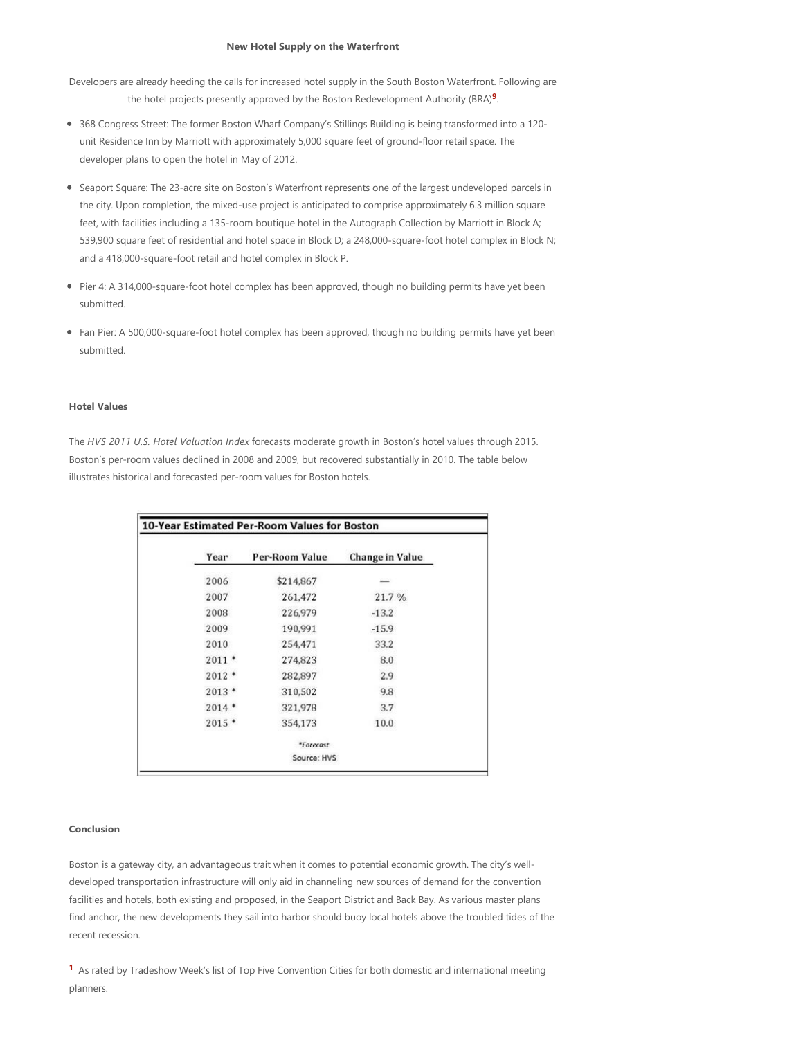## New Hotel Supply on the Waterfront

Developers are already heeding the calls for increased hotel supply in the South Boston Waterfront. Following are the hotel projects presently approved by the Boston Redevelopment Authority (BRA)[9].

- 368 Congress Street: The former Boston Wharf Company's Stillings Building is being transformed into a 120-unit Residence Inn by Marriott with approximately 5,000 square feet of ground-floor retail space. The developer plans to open the hotel in May of 2012.
- Seaport Square: The 23-acre site on Boston's Waterfront represents one of the largest undeveloped parcels in the city. Upon completion, the mixed-use project is anticipated to comprise approximately 6.3 million square feet, with facilities including a 135-room boutique hotel in the Autograph Collection by Marriott in Block A; 539,900 square feet of residential and hotel space in Block D; a 248,000-square-foot hotel complex in Block N; and a 418,000-square-foot retail and hotel complex in Block P.
- Pier 4: A 314,000-square-foot hotel complex has been approved, though no building permits have yet been submitted.
- Fan Pier: A 500,000-square-foot hotel complex has been approved, though no building permits have yet been submitted.

### Hotel Values

The *HVS 2011 U.S. Hotel Valuation Index* forecasts moderate growth in Boston's hotel values through 2015. Boston's per-room values declined in 2008 and 2009, but recovered substantially in 2010. The table below illustrates historical and forecasted per-room values for Boston hotels.

**10-Year Estimated Per-Room Values for Boston**

| Year | Per-Room Value | Change in Value |
|---|---|---|
| 2006 | $214,867 | — |
| 2007 | 261,472 | 21.7 % |
| 2008 | 226,979 | -13.2 |
| 2009 | 190,991 | -15.9 |
| 2010 | 254,471 | 33.2 |
| 2011 * | 274,823 | 8.0 |
| 2012 * | 282,897 | 2.9 |
| 2013 * | 310,502 | 9.8 |
| 2014 * | 321,978 | 3.7 |
| 2015 * | 354,173 | 10.0 |

*Forecast

Source: HVS

### Conclusion

Boston is a gateway city, an advantageous trait when it comes to potential economic growth. The city's well-developed transportation infrastructure will only aid in channeling new sources of demand for the convention facilities and hotels, both existing and proposed, in the Seaport District and Back Bay. As various master plans find anchor, the new developments they sail into harbor should buoy local hotels above the troubled tides of the recent recession.

[1] As rated by Tradeshow Week's list of Top Five Convention Cities for both domestic and international meeting planners.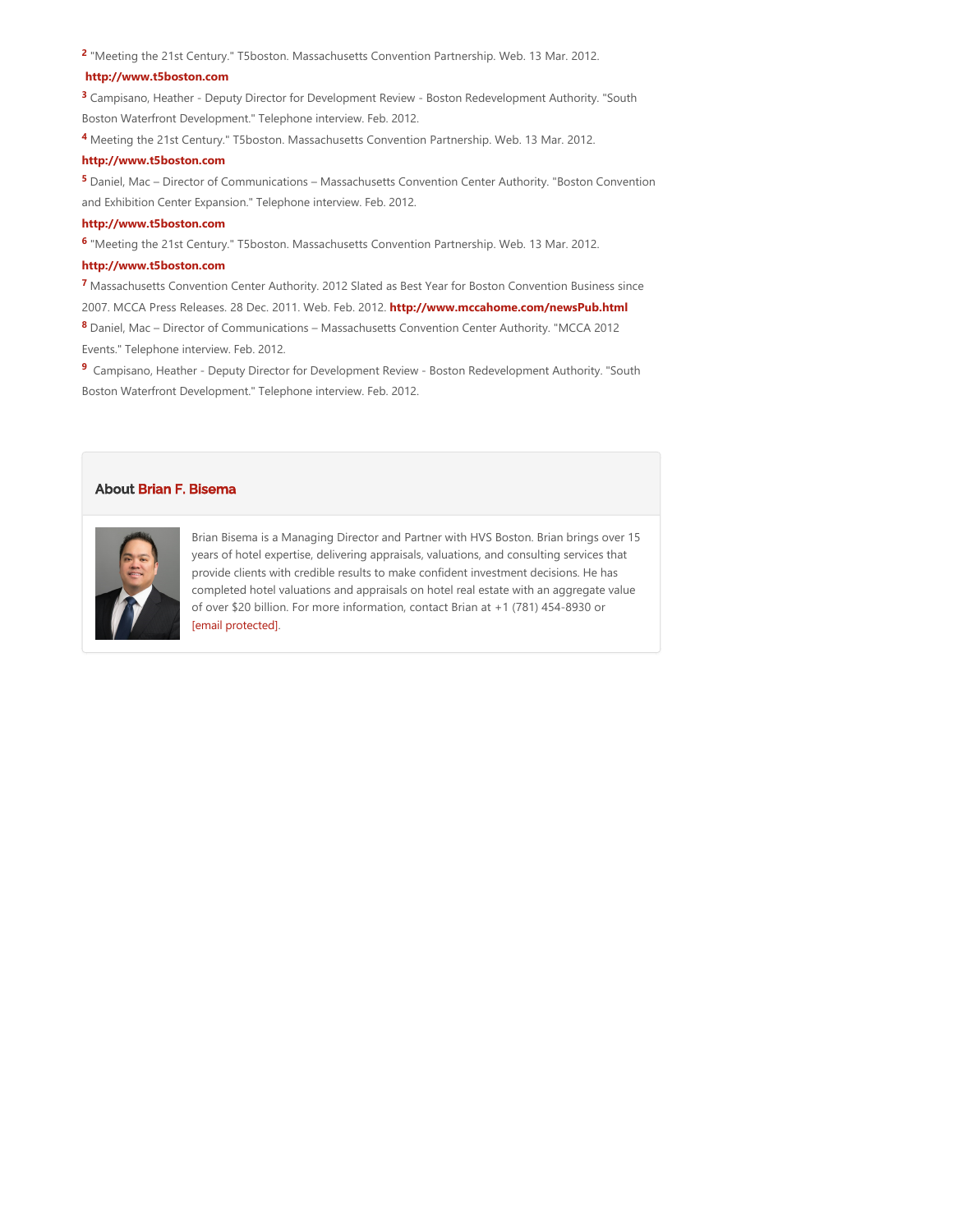[2] "Meeting the 21st Century." T5boston. Massachusetts Convention Partnership. Web. 13 Mar. 2012. **http://www.t5boston.com**

[3] Campisano, Heather - Deputy Director for Development Review - Boston Redevelopment Authority. "South Boston Waterfront Development." Telephone interview. Feb. 2012.

[4] Meeting the 21st Century." T5boston. Massachusetts Convention Partnership. Web. 13 Mar. 2012. **http://www.t5boston.com**

[5] Daniel, Mac – Director of Communications – Massachusetts Convention Center Authority. "Boston Convention and Exhibition Center Expansion." Telephone interview. Feb. 2012. **http://www.t5boston.com**

[6] "Meeting the 21st Century." T5boston. Massachusetts Convention Partnership. Web. 13 Mar. 2012. **http://www.t5boston.com**

[7] Massachusetts Convention Center Authority. 2012 Slated as Best Year for Boston Convention Business since 2007. MCCA Press Releases. 28 Dec. 2011. Web. Feb. 2012. **http://www.mccahome.com/newsPub.html**

[8] Daniel, Mac – Director of Communications – Massachusetts Convention Center Authority. "MCCA 2012 Events." Telephone interview. Feb. 2012.

[9] Campisano, Heather - Deputy Director for Development Review - Boston Redevelopment Authority. "South Boston Waterfront Development." Telephone interview. Feb. 2012.

### About Brian F. Bisema

Brian Bisema is a Managing Director and Partner with HVS Boston. Brian brings over 15 years of hotel expertise, delivering appraisals, valuations, and consulting services that provide clients with credible results to make confident investment decisions. He has completed hotel valuations and appraisals on hotel real estate with an aggregate value of over $20 billion. For more information, contact Brian at +1 (781) 454-8930 or [email protected].